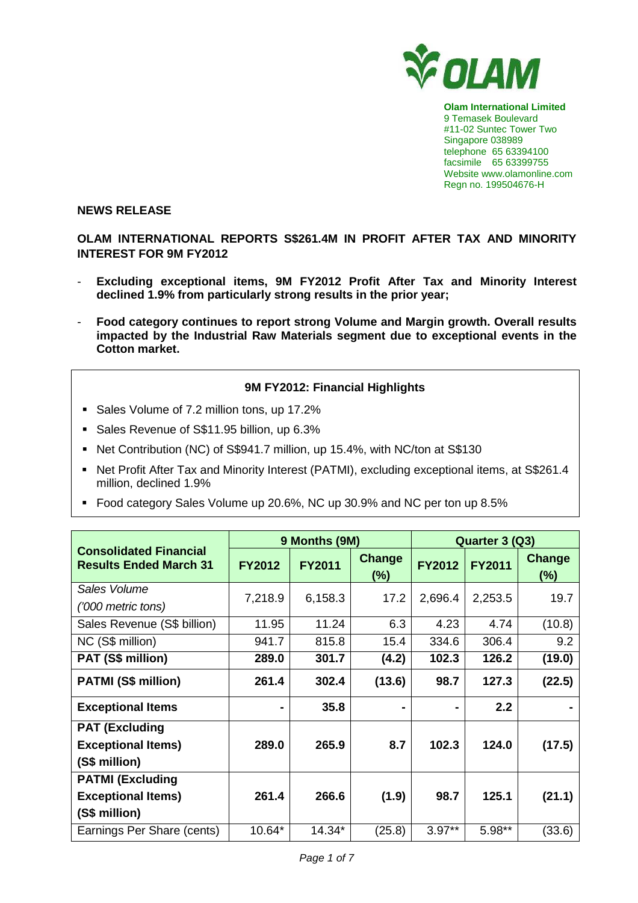**Olam International Limited**
9 Temasek Boulevard
#11-02 Suntec Tower Two
Singapore 038989
telephone 65 63394100
facsimile 65 63399755
Website www.olamonline.com
Regn no. 199504676-H

**NEWS RELEASE**

**OLAM INTERNATIONAL REPORTS S$261.4M IN PROFIT AFTER TAX AND MINORITY INTEREST FOR 9M FY2012**

- **Excluding exceptional items, 9M FY2012 Profit After Tax and Minority Interest declined 1.9% from particularly strong results in the prior year;**
- **Food category continues to report strong Volume and Margin growth. Overall results impacted by the Industrial Raw Materials segment due to exceptional events in the Cotton market.**

**9M FY2012: Financial Highlights**

- Sales Volume of 7.2 million tons, up 17.2%
- Sales Revenue of S$11.95 billion, up 6.3%
- Net Contribution (NC) of S$941.7 million, up 15.4%, with NC/ton at S$130
- Net Profit After Tax and Minority Interest (PATMI), excluding exceptional items, at S$261.4 million, declined 1.9%
- Food category Sales Volume up 20.6%, NC up 30.9% and NC per ton up 8.5%

| **Consolidated Financial Results Ended March 31** | **9 Months (9M)** | | | **Quarter 3 (Q3)** | | |
|---|---|---|---|---|---|---|
| | **FY2012** | **FY2011** | **Change (%)** | **FY2012** | **FY2011** | **Change (%)** |
| *Sales Volume ('000 metric tons)* | 7,218.9 | 6,158.3 | 17.2 | 2,696.4 | 2,253.5 | 19.7 |
| Sales Revenue (S$ billion) | 11.95 | 11.24 | 6.3 | 4.23 | 4.74 | (10.8) |
| NC (S$ million) | 941.7 | 815.8 | 15.4 | 334.6 | 306.4 | 9.2 |
| **PAT (S$ million)** | **289.0** | **301.7** | **(4.2)** | **102.3** | **126.2** | **(19.0)** |
| **PATMI (S$ million)** | **261.4** | **302.4** | **(13.6)** | **98.7** | **127.3** | **(22.5)** |
| **Exceptional Items** | **-** | **35.8** | **-** | **-** | **2.2** | **-** |
| **PAT (Excluding Exceptional Items) (S$ million)** | **289.0** | **265.9** | **8.7** | **102.3** | **124.0** | **(17.5)** |
| **PATMI (Excluding Exceptional Items) (S$ million)** | **261.4** | **266.6** | **(1.9)** | **98.7** | **125.1** | **(21.1)** |
| Earnings Per Share (cents) | 10.64* | 14.34* | (25.8) | 3.97** | 5.98** | (33.6) |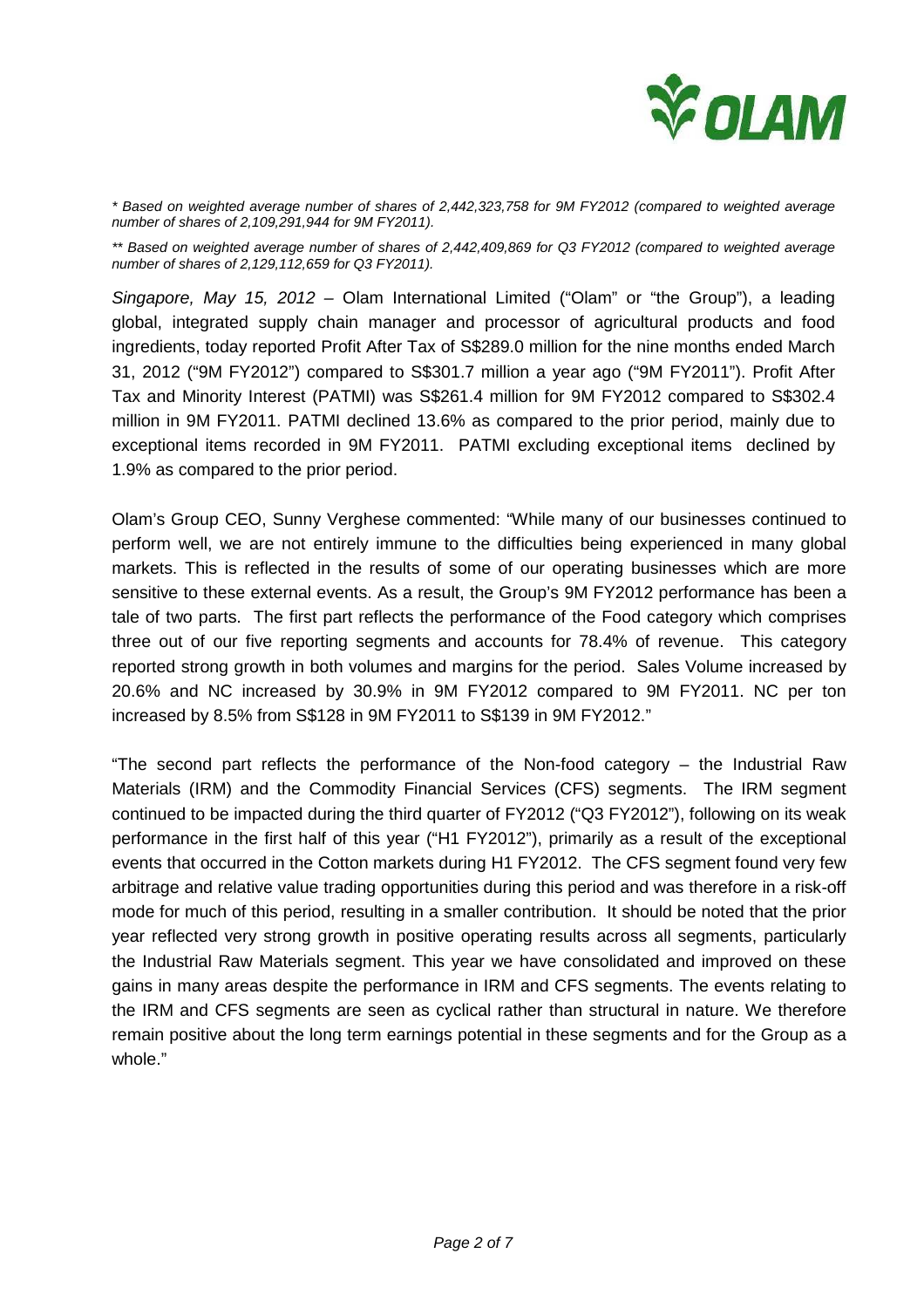*\* Based on weighted average number of shares of 2,442,323,758 for 9M FY2012 (compared to weighted average number of shares of 2,109,291,944 for 9M FY2011).*

*\*\* Based on weighted average number of shares of 2,442,409,869 for Q3 FY2012 (compared to weighted average number of shares of 2,129,112,659 for Q3 FY2011).*

*Singapore, May 15, 2012* – Olam International Limited ("Olam" or "the Group"), a leading global, integrated supply chain manager and processor of agricultural products and food ingredients, today reported Profit After Tax of S$289.0 million for the nine months ended March 31, 2012 ("9M FY2012") compared to S$301.7 million a year ago ("9M FY2011"). Profit After Tax and Minority Interest (PATMI) was S$261.4 million for 9M FY2012 compared to S$302.4 million in 9M FY2011. PATMI declined 13.6% as compared to the prior period, mainly due to exceptional items recorded in 9M FY2011. PATMI excluding exceptional items declined by 1.9% as compared to the prior period.

Olam's Group CEO, Sunny Verghese commented: "While many of our businesses continued to perform well, we are not entirely immune to the difficulties being experienced in many global markets. This is reflected in the results of some of our operating businesses which are more sensitive to these external events. As a result, the Group's 9M FY2012 performance has been a tale of two parts. The first part reflects the performance of the Food category which comprises three out of our five reporting segments and accounts for 78.4% of revenue. This category reported strong growth in both volumes and margins for the period. Sales Volume increased by 20.6% and NC increased by 30.9% in 9M FY2012 compared to 9M FY2011. NC per ton increased by 8.5% from S$128 in 9M FY2011 to S$139 in 9M FY2012."

"The second part reflects the performance of the Non-food category – the Industrial Raw Materials (IRM) and the Commodity Financial Services (CFS) segments. The IRM segment continued to be impacted during the third quarter of FY2012 ("Q3 FY2012"), following on its weak performance in the first half of this year ("H1 FY2012"), primarily as a result of the exceptional events that occurred in the Cotton markets during H1 FY2012. The CFS segment found very few arbitrage and relative value trading opportunities during this period and was therefore in a risk-off mode for much of this period, resulting in a smaller contribution. It should be noted that the prior year reflected very strong growth in positive operating results across all segments, particularly the Industrial Raw Materials segment. This year we have consolidated and improved on these gains in many areas despite the performance in IRM and CFS segments. The events relating to the IRM and CFS segments are seen as cyclical rather than structural in nature. We therefore remain positive about the long term earnings potential in these segments and for the Group as a whole."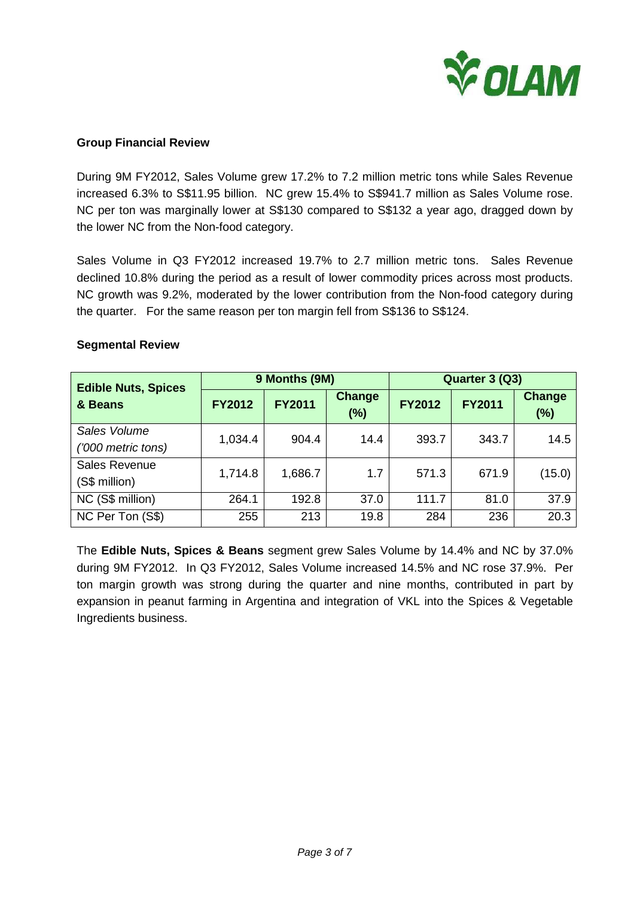## Group Financial Review

During 9M FY2012, Sales Volume grew 17.2% to 7.2 million metric tons while Sales Revenue increased 6.3% to S$11.95 billion. NC grew 15.4% to S$941.7 million as Sales Volume rose. NC per ton was marginally lower at S$130 compared to S$132 a year ago, dragged down by the lower NC from the Non-food category.

Sales Volume in Q3 FY2012 increased 19.7% to 2.7 million metric tons. Sales Revenue declined 10.8% during the period as a result of lower commodity prices across most products. NC growth was 9.2%, moderated by the lower contribution from the Non-food category during the quarter. For the same reason per ton margin fell from S$136 to S$124.

## Segmental Review

| Edible Nuts, Spices & Beans | 9 Months (9M) | | | Quarter 3 (Q3) | | |
|---|---|---|---|---|---|---|
| | FY2012 | FY2011 | Change (%) | FY2012 | FY2011 | Change (%) |
| *Sales Volume ('000 metric tons)* | 1,034.4 | 904.4 | 14.4 | 393.7 | 343.7 | 14.5 |
| Sales Revenue (S$ million) | 1,714.8 | 1,686.7 | 1.7 | 571.3 | 671.9 | (15.0) |
| NC (S$ million) | 264.1 | 192.8 | 37.0 | 111.7 | 81.0 | 37.9 |
| NC Per Ton (S$) | 255 | 213 | 19.8 | 284 | 236 | 20.3 |

The **Edible Nuts, Spices & Beans** segment grew Sales Volume by 14.4% and NC by 37.0% during 9M FY2012. In Q3 FY2012, Sales Volume increased 14.5% and NC rose 37.9%. Per ton margin growth was strong during the quarter and nine months, contributed in part by expansion in peanut farming in Argentina and integration of VKL into the Spices & Vegetable Ingredients business.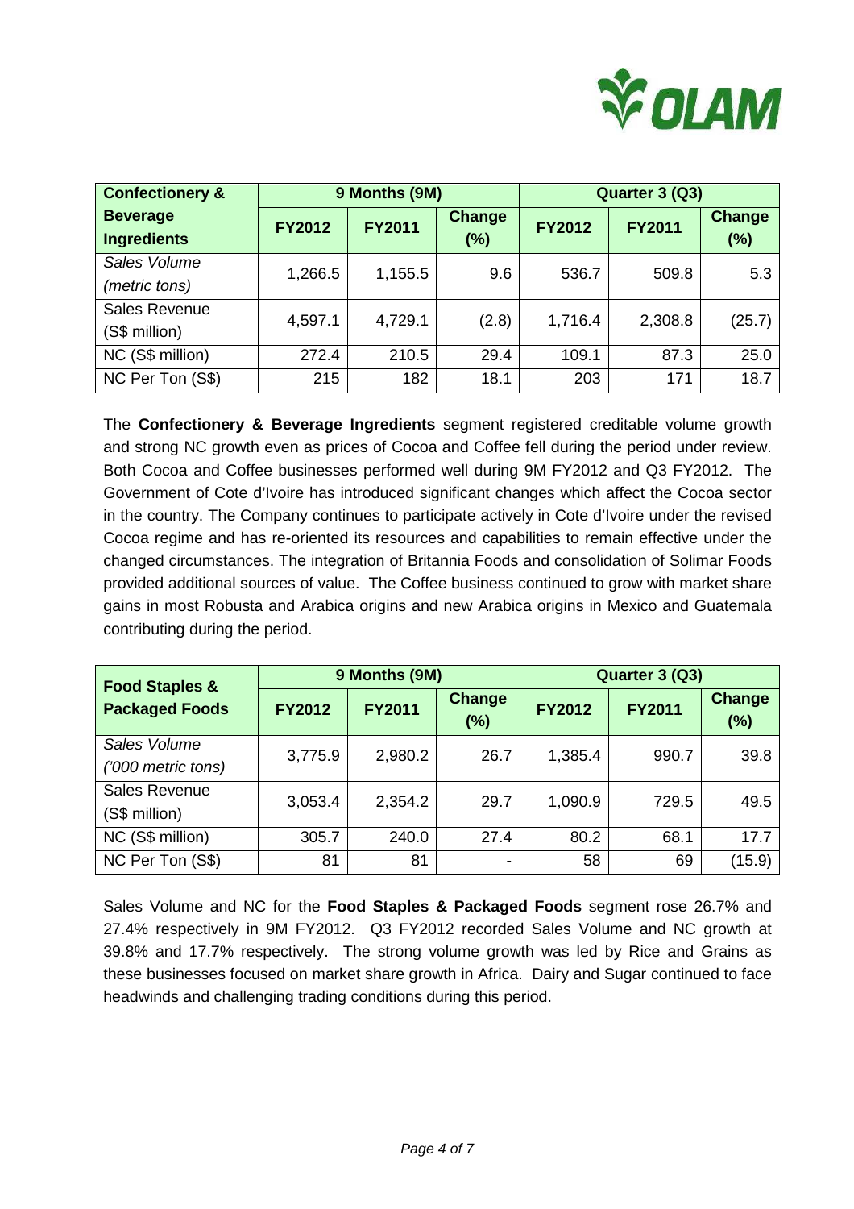| Confectionery & Beverage Ingredients | 9 Months (9M) | | | Quarter 3 (Q3) | | |
|---|---|---|---|---|---|---|
| | FY2012 | FY2011 | Change (%) | FY2012 | FY2011 | Change (%) |
| *Sales Volume (metric tons)* | 1,266.5 | 1,155.5 | 9.6 | 536.7 | 509.8 | 5.3 |
| Sales Revenue (S$ million) | 4,597.1 | 4,729.1 | (2.8) | 1,716.4 | 2,308.8 | (25.7) |
| NC (S$ million) | 272.4 | 210.5 | 29.4 | 109.1 | 87.3 | 25.0 |
| NC Per Ton (S$) | 215 | 182 | 18.1 | 203 | 171 | 18.7 |

The **Confectionery & Beverage Ingredients** segment registered creditable volume growth and strong NC growth even as prices of Cocoa and Coffee fell during the period under review. Both Cocoa and Coffee businesses performed well during 9M FY2012 and Q3 FY2012. The Government of Cote d'Ivoire has introduced significant changes which affect the Cocoa sector in the country. The Company continues to participate actively in Cote d'Ivoire under the revised Cocoa regime and has re-oriented its resources and capabilities to remain effective under the changed circumstances. The integration of Britannia Foods and consolidation of Solimar Foods provided additional sources of value. The Coffee business continued to grow with market share gains in most Robusta and Arabica origins and new Arabica origins in Mexico and Guatemala contributing during the period.

| Food Staples & Packaged Foods | 9 Months (9M) | | | Quarter 3 (Q3) | | |
|---|---|---|---|---|---|---|
| | FY2012 | FY2011 | Change (%) | FY2012 | FY2011 | Change (%) |
| *Sales Volume ('000 metric tons)* | 3,775.9 | 2,980.2 | 26.7 | 1,385.4 | 990.7 | 39.8 |
| Sales Revenue (S$ million) | 3,053.4 | 2,354.2 | 29.7 | 1,090.9 | 729.5 | 49.5 |
| NC (S$ million) | 305.7 | 240.0 | 27.4 | 80.2 | 68.1 | 17.7 |
| NC Per Ton (S$) | 81 | 81 | - | 58 | 69 | (15.9) |

Sales Volume and NC for the **Food Staples & Packaged Foods** segment rose 26.7% and 27.4% respectively in 9M FY2012. Q3 FY2012 recorded Sales Volume and NC growth at 39.8% and 17.7% respectively. The strong volume growth was led by Rice and Grains as these businesses focused on market share growth in Africa. Dairy and Sugar continued to face headwinds and challenging trading conditions during this period.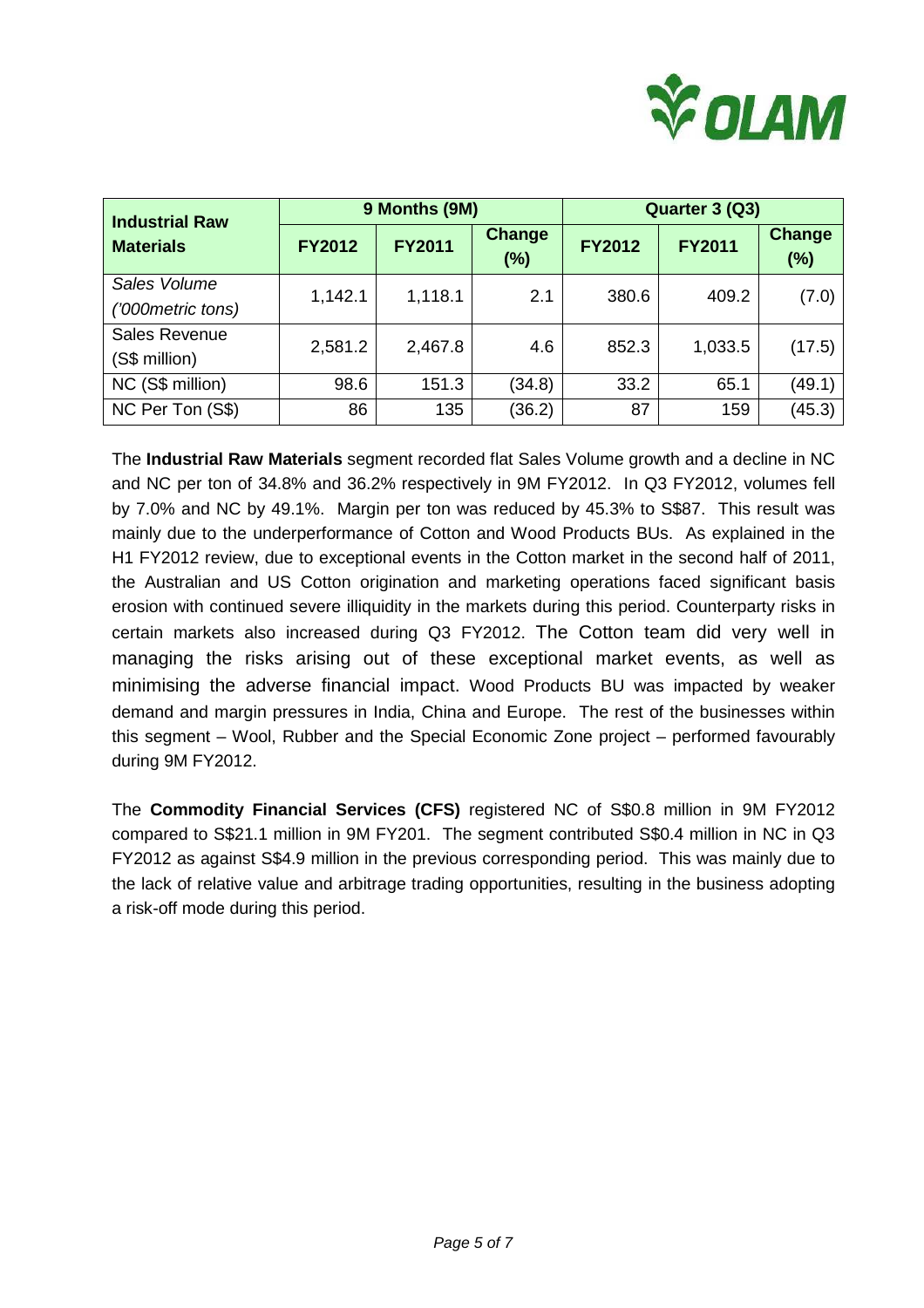| Industrial Raw Materials | 9 Months (9M) | | | Quarter 3 (Q3) | | |
|---|---|---|---|---|---|---|
| | **FY2012** | **FY2011** | **Change (%)** | **FY2012** | **FY2011** | **Change (%)** |
| *Sales Volume ('000metric tons)* | 1,142.1 | 1,118.1 | 2.1 | 380.6 | 409.2 | (7.0) |
| Sales Revenue (S$ million) | 2,581.2 | 2,467.8 | 4.6 | 852.3 | 1,033.5 | (17.5) |
| NC (S$ million) | 98.6 | 151.3 | (34.8) | 33.2 | 65.1 | (49.1) |
| NC Per Ton (S$) | 86 | 135 | (36.2) | 87 | 159 | (45.3) |

The **Industrial Raw Materials** segment recorded flat Sales Volume growth and a decline in NC and NC per ton of 34.8% and 36.2% respectively in 9M FY2012. In Q3 FY2012, volumes fell by 7.0% and NC by 49.1%. Margin per ton was reduced by 45.3% to S$87. This result was mainly due to the underperformance of Cotton and Wood Products BUs. As explained in the H1 FY2012 review, due to exceptional events in the Cotton market in the second half of 2011, the Australian and US Cotton origination and marketing operations faced significant basis erosion with continued severe illiquidity in the markets during this period. Counterparty risks in certain markets also increased during Q3 FY2012. The Cotton team did very well in managing the risks arising out of these exceptional market events, as well as minimising the adverse financial impact. Wood Products BU was impacted by weaker demand and margin pressures in India, China and Europe. The rest of the businesses within this segment – Wool, Rubber and the Special Economic Zone project – performed favourably during 9M FY2012.

The **Commodity Financial Services (CFS)** registered NC of S$0.8 million in 9M FY2012 compared to S$21.1 million in 9M FY201. The segment contributed S$0.4 million in NC in Q3 FY2012 as against S$4.9 million in the previous corresponding period. This was mainly due to the lack of relative value and arbitrage trading opportunities, resulting in the business adopting a risk-off mode during this period.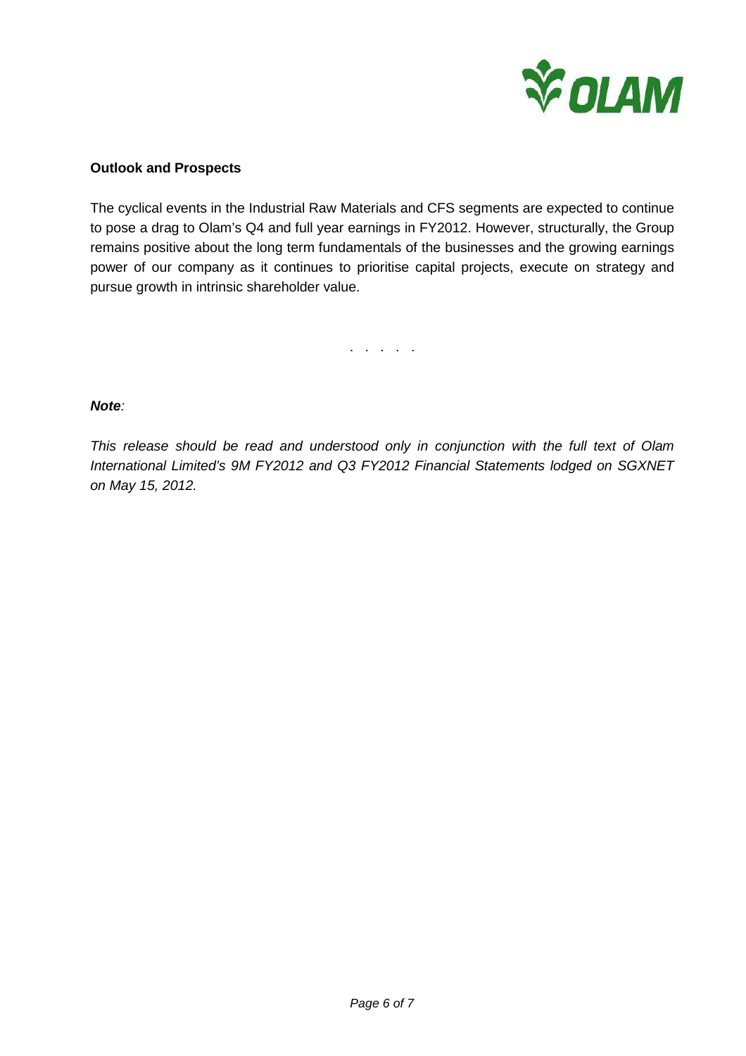**Outlook and Prospects**

The cyclical events in the Industrial Raw Materials and CFS segments are expected to continue to pose a drag to Olam's Q4 and full year earnings in FY2012. However, structurally, the Group remains positive about the long term fundamentals of the businesses and the growing earnings power of our company as it continues to prioritise capital projects, execute on strategy and pursue growth in intrinsic shareholder value.

. . . . .

***Note****:*

*This release should be read and understood only in conjunction with the full text of Olam International Limited's 9M FY2012 and Q3 FY2012 Financial Statements lodged on SGXNET on May 15, 2012.*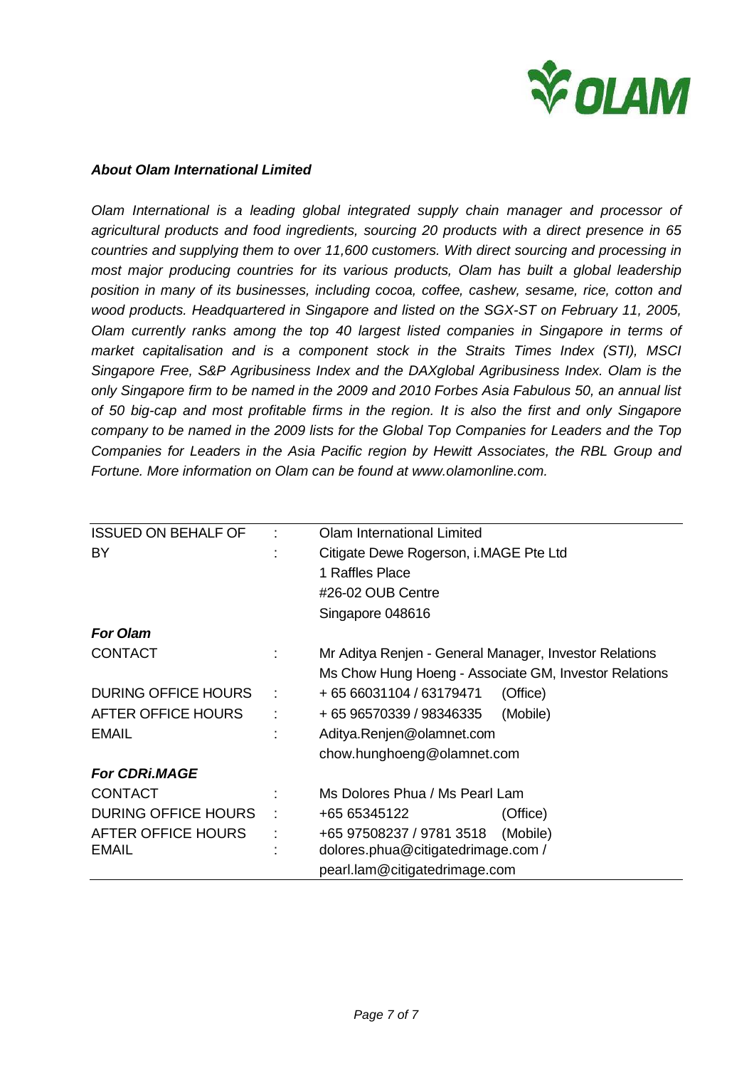***About Olam International Limited***

*Olam International is a leading global integrated supply chain manager and processor of agricultural products and food ingredients, sourcing 20 products with a direct presence in 65 countries and supplying them to over 11,600 customers. With direct sourcing and processing in most major producing countries for its various products, Olam has built a global leadership position in many of its businesses, including cocoa, coffee, cashew, sesame, rice, cotton and wood products. Headquartered in Singapore and listed on the SGX-ST on February 11, 2005, Olam currently ranks among the top 40 largest listed companies in Singapore in terms of market capitalisation and is a component stock in the Straits Times Index (STI), MSCI Singapore Free, S&P Agribusiness Index and the DAXglobal Agribusiness Index. Olam is the only Singapore firm to be named in the 2009 and 2010 Forbes Asia Fabulous 50, an annual list of 50 big-cap and most profitable firms in the region. It is also the first and only Singapore company to be named in the 2009 lists for the Global Top Companies for Leaders and the Top Companies for Leaders in the Asia Pacific region by Hewitt Associates, the RBL Group and Fortune. More information on Olam can be found at www.olamonline.com.*

| | | |
|---|---|---|
| ISSUED ON BEHALF OF | : | Olam International Limited |
| BY | : | Citigate Dewe Rogerson, i.MAGE Pte Ltd<br>1 Raffles Place<br>#26-02 OUB Centre<br>Singapore 048616 |
| ***For Olam*** | | |
| CONTACT | : | Mr Aditya Renjen - General Manager, Investor Relations<br>Ms Chow Hung Hoeng - Associate GM, Investor Relations |
| DURING OFFICE HOURS | : | + 65 66031104 / 63179471 (Office) |
| AFTER OFFICE HOURS | : | + 65 96570339 / 98346335 (Mobile) |
| EMAIL | : | Aditya.Renjen@olamnet.com<br>chow.hunghoeng@olamnet.com |
| ***For CDRi.MAGE*** | | |
| CONTACT | : | Ms Dolores Phua / Ms Pearl Lam |
| DURING OFFICE HOURS | : | +65 65345122 (Office) |
| AFTER OFFICE HOURS | : | +65 97508237 / 9781 3518 (Mobile) |
| EMAIL | : | dolores.phua@citigatedrimage.com /<br>pearl.lam@citigatedrimage.com |